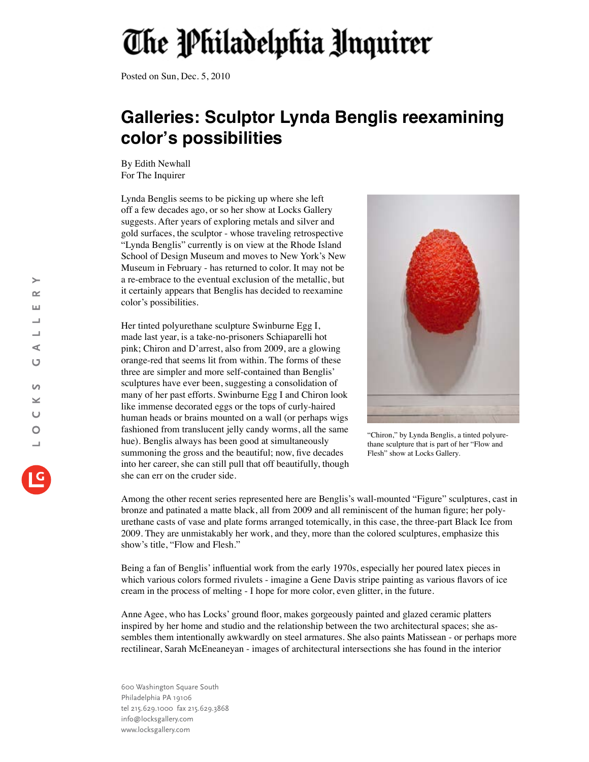# The Philadelphia Inquirer

Posted on Sun, Dec. 5, 2010

## Galleries: Sculptor Lynda Benglis reexamining color's possibilities

By Edith Newhall
For The Inquirer

Lynda Benglis seems to be picking up where she left off a few decades ago, or so her show at Locks Gallery suggests. After years of exploring metals and silver and gold surfaces, the sculptor - whose traveling retrospective "Lynda Benglis" currently is on view at the Rhode Island School of Design Museum and moves to New York's New Museum in February - has returned to color. It may not be a re-embrace to the eventual exclusion of the metallic, but it certainly appears that Benglis has decided to reexamine color's possibilities.

Her tinted polyurethane sculpture Swinburne Egg I, made last year, is a take-no-prisoners Schiaparelli hot pink; Chiron and D'arrest, also from 2009, are a glowing orange-red that seems lit from within. The forms of these three are simpler and more self-contained than Benglis' sculptures have ever been, suggesting a consolidation of many of her past efforts. Swinburne Egg I and Chiron look like immense decorated eggs or the tops of curly-haired human heads or brains mounted on a wall (or perhaps wigs fashioned from translucent jelly candy worms, all the same hue). Benglis always has been good at simultaneously summoning the gross and the beautiful; now, five decades into her career, she can still pull that off beautifully, though she can err on the cruder side.

"Chiron," by Lynda Benglis, a tinted polyurethane sculpture that is part of her "Flow and Flesh" show at Locks Gallery.

Among the other recent series represented here are Benglis's wall-mounted "Figure" sculptures, cast in bronze and patinated a matte black, all from 2009 and all reminiscent of the human figure; her polyurethane casts of vase and plate forms arranged totemically, in this case, the three-part Black Ice from 2009. They are unmistakably her work, and they, more than the colored sculptures, emphasize this show's title, "Flow and Flesh."

Being a fan of Benglis' influential work from the early 1970s, especially her poured latex pieces in which various colors formed rivulets - imagine a Gene Davis stripe painting as various flavors of ice cream in the process of melting - I hope for more color, even glitter, in the future.

Anne Agee, who has Locks' ground floor, makes gorgeously painted and glazed ceramic platters inspired by her home and studio and the relationship between the two architectural spaces; she assembles them intentionally awkwardly on steel armatures. She also paints Matissean - or perhaps more rectilinear, Sarah McEneaneyan - images of architectural intersections she has found in the interior

600 Washington Square South
Philadelphia PA 19106
tel 215.629.1000 fax 215.629.3868
info@locksgallery.com
www.locksgallery.com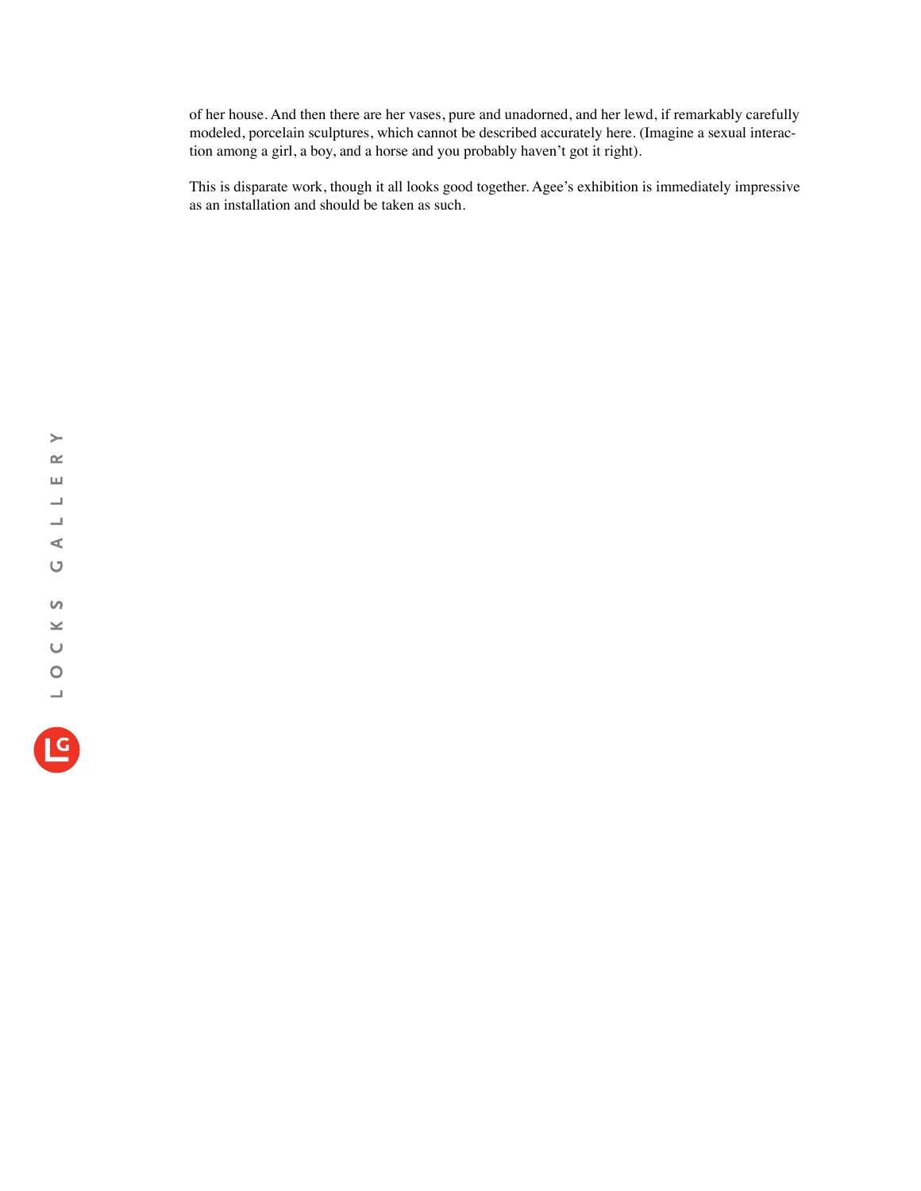of her house. And then there are her vases, pure and unadorned, and her lewd, if remarkably carefully modeled, porcelain sculptures, which cannot be described accurately here. (Imagine a sexual interaction among a girl, a boy, and a horse and you probably haven't got it right).

This is disparate work, though it all looks good together. Agee's exhibition is immediately impressive as an installation and should be taken as such.